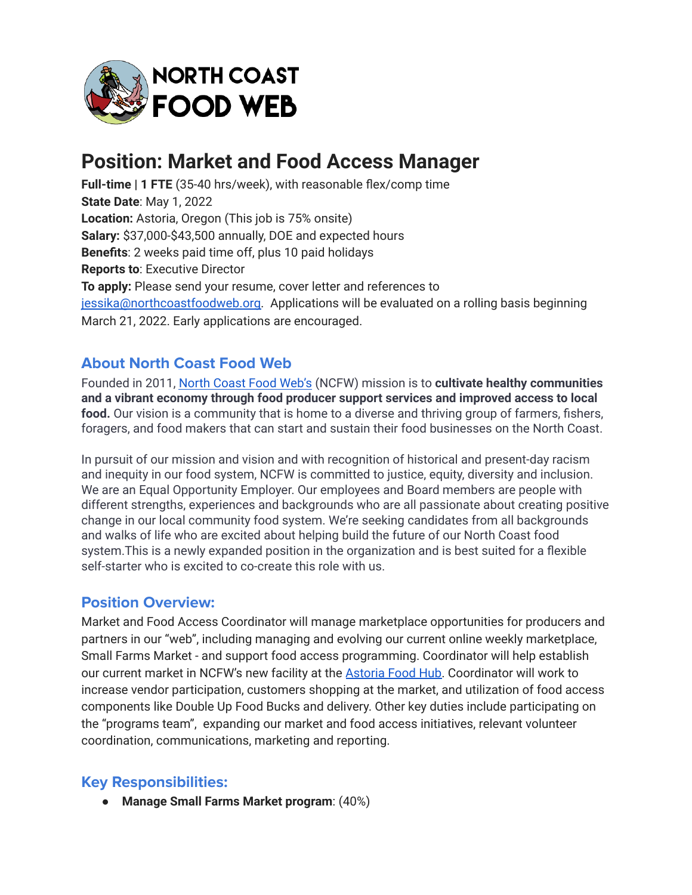NORTH COAST FOOD WEB

# Position: Market and Food Access Manager

**Full-time** | **1 FTE** (35-40 hrs/week), with reasonable flex/comp time
**State Date**: May 1, 2022
**Location:** Astoria, Oregon (This job is 75% onsite)
**Salary:** $37,000-$43,500 annually, DOE and expected hours
**Benefits**: 2 weeks paid time off, plus 10 paid holidays
**Reports to**: Executive Director
**To apply:** Please send your resume, cover letter and references to jessika@northcoastfoodweb.org. Applications will be evaluated on a rolling basis beginning March 21, 2022. Early applications are encouraged.

## About North Coast Food Web

Founded in 2011, North Coast Food Web's (NCFW) mission is to **cultivate healthy communities and a vibrant economy through food producer support services and improved access to local food.** Our vision is a community that is home to a diverse and thriving group of farmers, fishers, foragers, and food makers that can start and sustain their food businesses on the North Coast.

In pursuit of our mission and vision and with recognition of historical and present-day racism and inequity in our food system, NCFW is committed to justice, equity, diversity and inclusion. We are an Equal Opportunity Employer. Our employees and Board members are people with different strengths, experiences and backgrounds who are all passionate about creating positive change in our local community food system. We're seeking candidates from all backgrounds and walks of life who are excited about helping build the future of our North Coast food system.This is a newly expanded position in the organization and is best suited for a flexible self-starter who is excited to co-create this role with us.

## Position Overview:

Market and Food Access Coordinator will manage marketplace opportunities for producers and partners in our "web", including managing and evolving our current online weekly marketplace, Small Farms Market - and support food access programming. Coordinator will help establish our current market in NCFW's new facility at the Astoria Food Hub. Coordinator will work to increase vendor participation, customers shopping at the market, and utilization of food access components like Double Up Food Bucks and delivery. Other key duties include participating on the "programs team", expanding our market and food access initiatives, relevant volunteer coordination, communications, marketing and reporting.

## Key Responsibilities:

- **Manage Small Farms Market program**: (40%)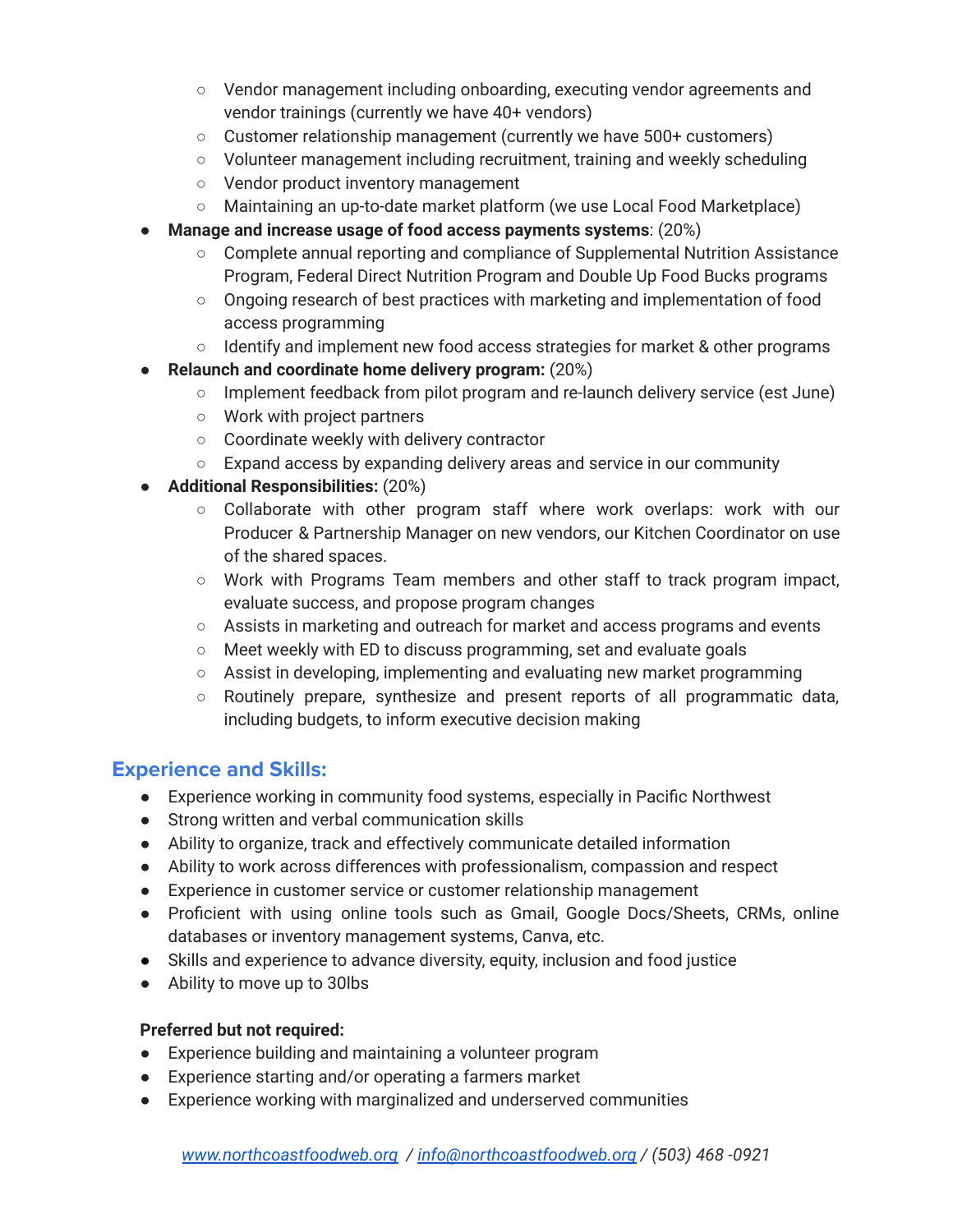- Vendor management including onboarding, executing vendor agreements and vendor trainings (currently we have 40+ vendors)
    - Customer relationship management (currently we have 500+ customers)
    - Volunteer management including recruitment, training and weekly scheduling
    - Vendor product inventory management
    - Maintaining an up-to-date market platform (we use Local Food Marketplace)
- **Manage and increase usage of food access payments systems**: (20%)
    - Complete annual reporting and compliance of Supplemental Nutrition Assistance Program, Federal Direct Nutrition Program and Double Up Food Bucks programs
    - Ongoing research of best practices with marketing and implementation of food access programming
    - Identify and implement new food access strategies for market & other programs
- **Relaunch and coordinate home delivery program:** (20%)
    - Implement feedback from pilot program and re-launch delivery service (est June)
    - Work with project partners
    - Coordinate weekly with delivery contractor
    - Expand access by expanding delivery areas and service in our community
- **Additional Responsibilities:** (20%)
    - Collaborate with other program staff where work overlaps: work with our Producer & Partnership Manager on new vendors, our Kitchen Coordinator on use of the shared spaces.
    - Work with Programs Team members and other staff to track program impact, evaluate success, and propose program changes
    - Assists in marketing and outreach for market and access programs and events
    - Meet weekly with ED to discuss programming, set and evaluate goals
    - Assist in developing, implementing and evaluating new market programming
    - Routinely prepare, synthesize and present reports of all programmatic data, including budgets, to inform executive decision making

## Experience and Skills:

- Experience working in community food systems, especially in Pacific Northwest
- Strong written and verbal communication skills
- Ability to organize, track and effectively communicate detailed information
- Ability to work across differences with professionalism, compassion and respect
- Experience in customer service or customer relationship management
- Proficient with using online tools such as Gmail, Google Docs/Sheets, CRMs, online databases or inventory management systems, Canva, etc.
- Skills and experience to advance diversity, equity, inclusion and food justice
- Ability to move up to 30lbs

**Preferred but not required:**

- Experience building and maintaining a volunteer program
- Experience starting and/or operating a farmers market
- Experience working with marginalized and underserved communities

*www.northcoastfoodweb.org / info@northcoastfoodweb.org / (503) 468 -0921*